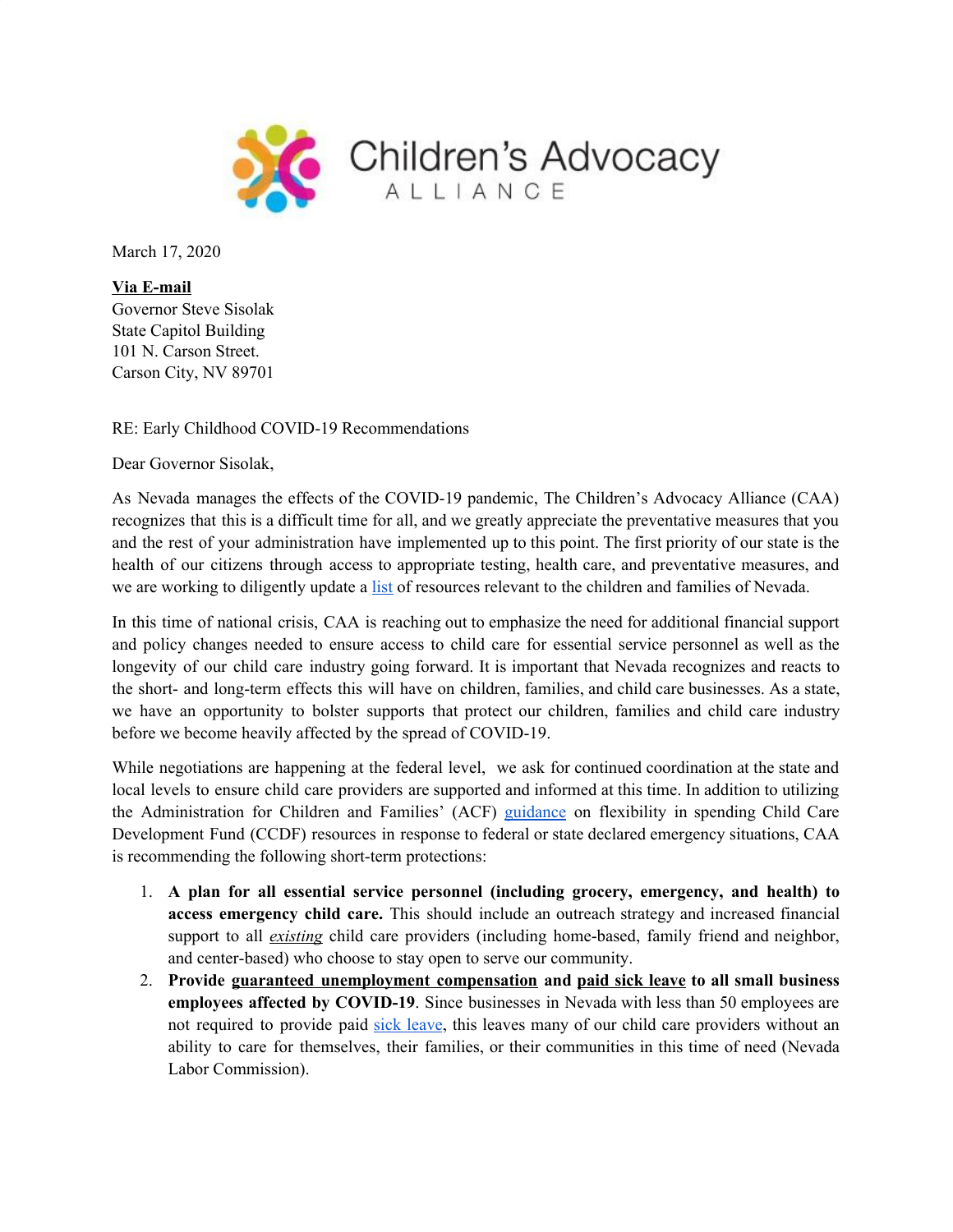Children's Advocacy
ALLIANCE

March 17, 2020

**Via E-mail**
Governor Steve Sisolak
State Capitol Building
101 N. Carson Street.
Carson City, NV 89701

RE: Early Childhood COVID-19 Recommendations

Dear Governor Sisolak,

As Nevada manages the effects of the COVID-19 pandemic, The Children's Advocacy Alliance (CAA) recognizes that this is a difficult time for all, and we greatly appreciate the preventative measures that you and the rest of your administration have implemented up to this point. The first priority of our state is the health of our citizens through access to appropriate testing, health care, and preventative measures, and we are working to diligently update a list of resources relevant to the children and families of Nevada.

In this time of national crisis, CAA is reaching out to emphasize the need for additional financial support and policy changes needed to ensure access to child care for essential service personnel as well as the longevity of our child care industry going forward. It is important that Nevada recognizes and reacts to the short- and long-term effects this will have on children, families, and child care businesses. As a state, we have an opportunity to bolster supports that protect our children, families and child care industry before we become heavily affected by the spread of COVID-19.

While negotiations are happening at the federal level, we ask for continued coordination at the state and local levels to ensure child care providers are supported and informed at this time. In addition to utilizing the Administration for Children and Families' (ACF) guidance on flexibility in spending Child Care Development Fund (CCDF) resources in response to federal or state declared emergency situations, CAA is recommending the following short-term protections:

1. **A plan for all essential service personnel (including grocery, emergency, and health) to access emergency child care.** This should include an outreach strategy and increased financial support to all ***existing*** child care providers (including home-based, family friend and neighbor, and center-based) who choose to stay open to serve our community.
2. **Provide guaranteed unemployment compensation and paid sick leave to all small business employees affected by COVID-19**. Since businesses in Nevada with less than 50 employees are not required to provide paid sick leave, this leaves many of our child care providers without an ability to care for themselves, their families, or their communities in this time of need (Nevada Labor Commission).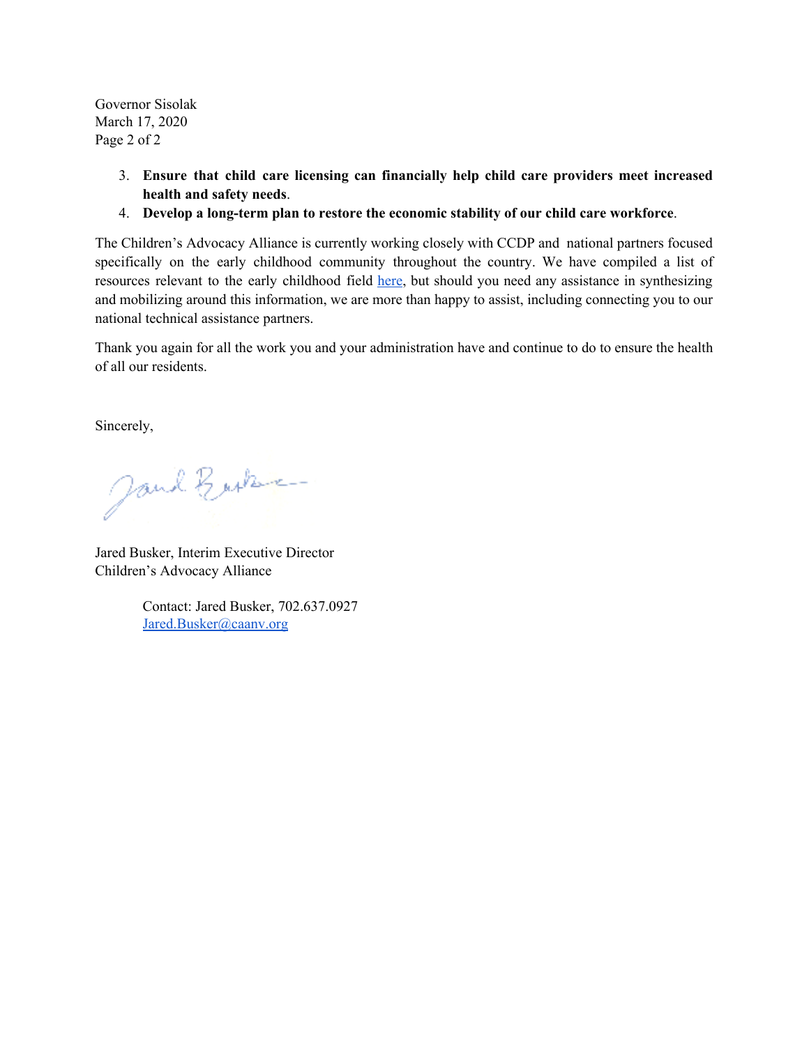Governor Sisolak
March 17, 2020

3. **Ensure that child care licensing can financially help child care providers meet increased health and safety needs**.
4. **Develop a long-term plan to restore the economic stability of our child care workforce**.

The Children's Advocacy Alliance is currently working closely with CCDP and national partners focused specifically on the early childhood community throughout the country. We have compiled a list of resources relevant to the early childhood field here, but should you need any assistance in synthesizing and mobilizing around this information, we are more than happy to assist, including connecting you to our national technical assistance partners.

Thank you again for all the work you and your administration have and continue to do to ensure the health of all our residents.

Sincerely,

Jared Busker, Interim Executive Director
Children's Advocacy Alliance

Contact: Jared Busker, 702.637.0927
Jared.Busker@caanv.org